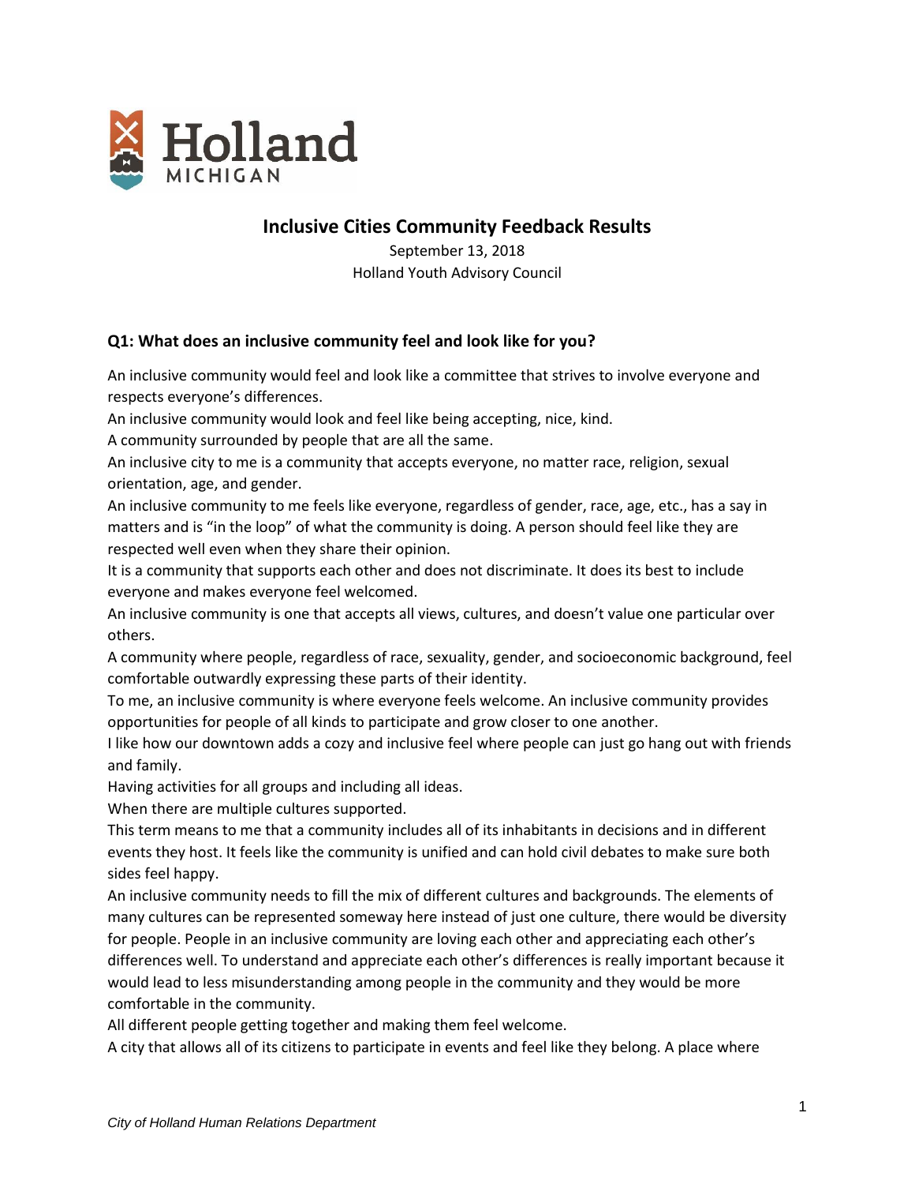Holland MICHIGAN

# Inclusive Cities Community Feedback Results

September 13, 2018
Holland Youth Advisory Council

## Q1: What does an inclusive community feel and look like for you?

An inclusive community would feel and look like a committee that strives to involve everyone and respects everyone's differences.

An inclusive community would look and feel like being accepting, nice, kind.

A community surrounded by people that are all the same.

An inclusive city to me is a community that accepts everyone, no matter race, religion, sexual orientation, age, and gender.

An inclusive community to me feels like everyone, regardless of gender, race, age, etc., has a say in matters and is "in the loop" of what the community is doing. A person should feel like they are respected well even when they share their opinion.

It is a community that supports each other and does not discriminate. It does its best to include everyone and makes everyone feel welcomed.

An inclusive community is one that accepts all views, cultures, and doesn't value one particular over others.

A community where people, regardless of race, sexuality, gender, and socioeconomic background, feel comfortable outwardly expressing these parts of their identity.

To me, an inclusive community is where everyone feels welcome. An inclusive community provides opportunities for people of all kinds to participate and grow closer to one another.

I like how our downtown adds a cozy and inclusive feel where people can just go hang out with friends and family.

Having activities for all groups and including all ideas.

When there are multiple cultures supported.

This term means to me that a community includes all of its inhabitants in decisions and in different events they host. It feels like the community is unified and can hold civil debates to make sure both sides feel happy.

An inclusive community needs to fill the mix of different cultures and backgrounds. The elements of many cultures can be represented someway here instead of just one culture, there would be diversity for people. People in an inclusive community are loving each other and appreciating each other's differences well. To understand and appreciate each other's differences is really important because it would lead to less misunderstanding among people in the community and they would be more comfortable in the community.

All different people getting together and making them feel welcome.

A city that allows all of its citizens to participate in events and feel like they belong. A place where

*City of Holland Human Relations Department*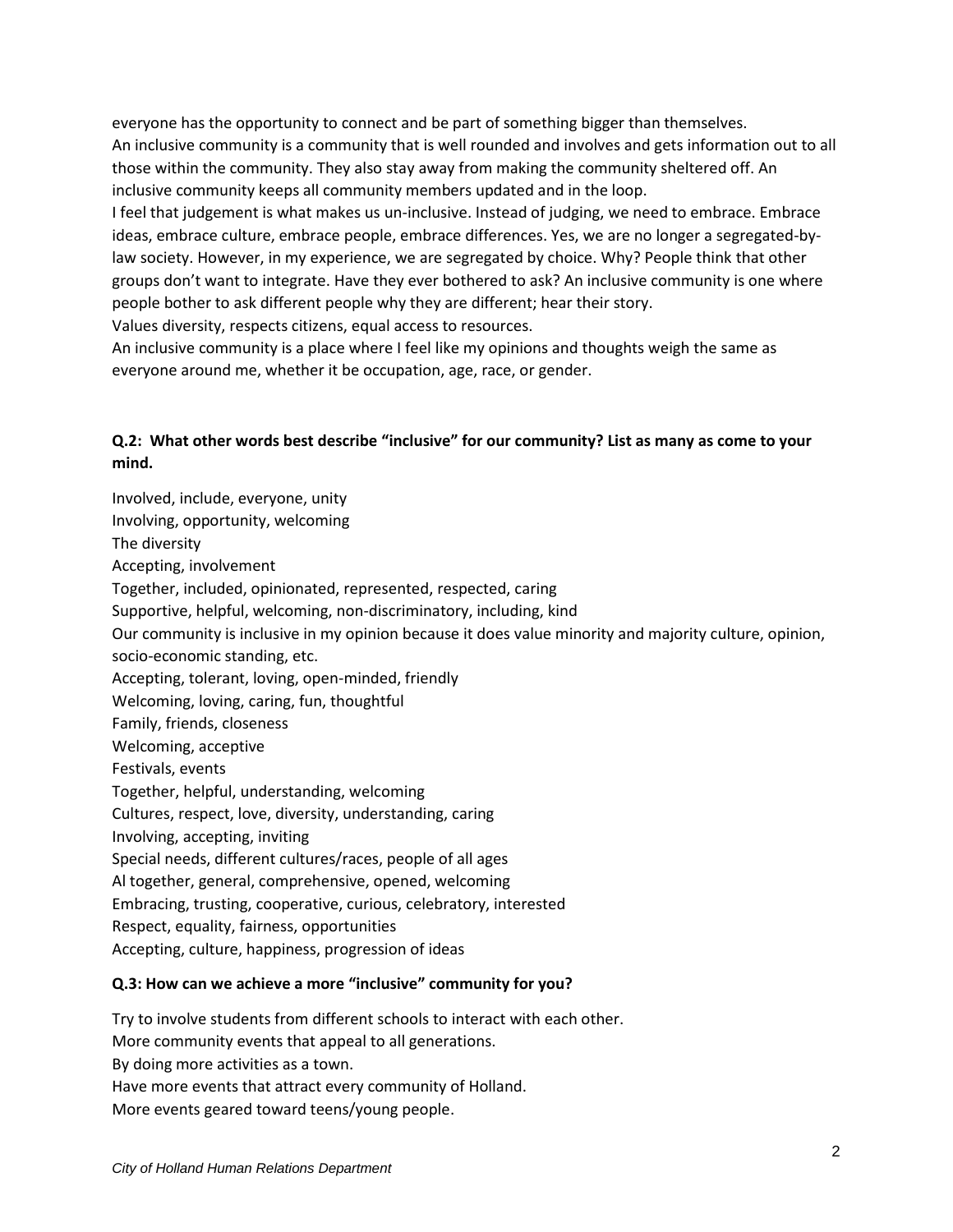everyone has the opportunity to connect and be part of something bigger than themselves.

An inclusive community is a community that is well rounded and involves and gets information out to all those within the community. They also stay away from making the community sheltered off. An inclusive community keeps all community members updated and in the loop.

I feel that judgement is what makes us un-inclusive. Instead of judging, we need to embrace. Embrace ideas, embrace culture, embrace people, embrace differences. Yes, we are no longer a segregated-by-law society. However, in my experience, we are segregated by choice. Why? People think that other groups don't want to integrate. Have they ever bothered to ask? An inclusive community is one where people bother to ask different people why they are different; hear their story.

Values diversity, respects citizens, equal access to resources.

An inclusive community is a place where I feel like my opinions and thoughts weigh the same as everyone around me, whether it be occupation, age, race, or gender.

**Q.2: What other words best describe "inclusive" for our community? List as many as come to your mind.**

Involved, include, everyone, unity

Involving, opportunity, welcoming

The diversity

Accepting, involvement

Together, included, opinionated, represented, respected, caring

Supportive, helpful, welcoming, non-discriminatory, including, kind

Our community is inclusive in my opinion because it does value minority and majority culture, opinion, socio-economic standing, etc.

Accepting, tolerant, loving, open-minded, friendly

Welcoming, loving, caring, fun, thoughtful

Family, friends, closeness

Welcoming, acceptive

Festivals, events

Together, helpful, understanding, welcoming

Cultures, respect, love, diversity, understanding, caring

Involving, accepting, inviting

Special needs, different cultures/races, people of all ages

Al together, general, comprehensive, opened, welcoming

Embracing, trusting, cooperative, curious, celebratory, interested

Respect, equality, fairness, opportunities

Accepting, culture, happiness, progression of ideas

**Q.3: How can we achieve a more "inclusive" community for you?**

Try to involve students from different schools to interact with each other.

More community events that appeal to all generations.

By doing more activities as a town.

Have more events that attract every community of Holland.

More events geared toward teens/young people.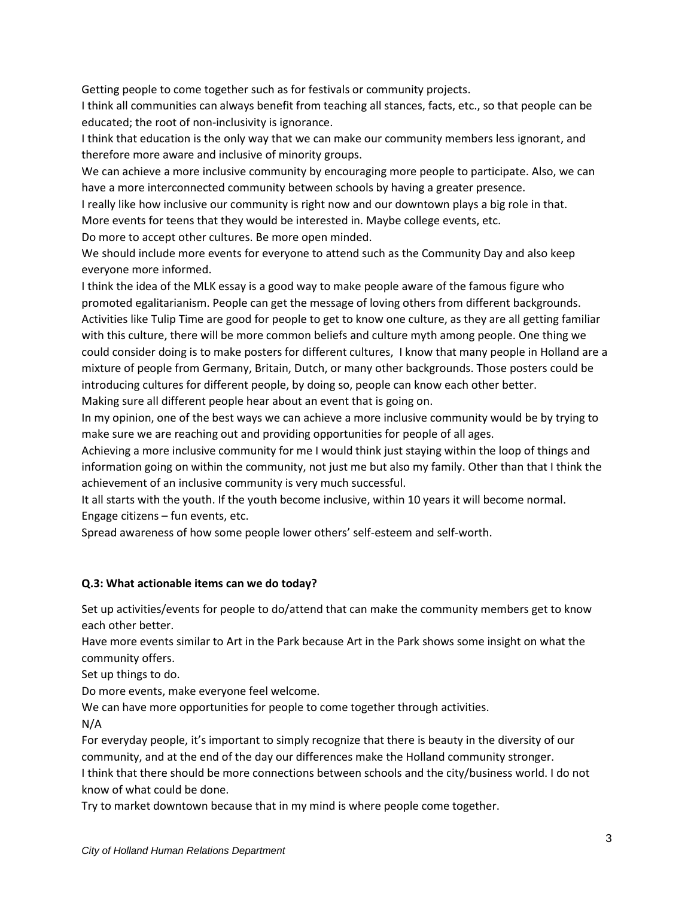Getting people to come together such as for festivals or community projects.

I think all communities can always benefit from teaching all stances, facts, etc., so that people can be educated; the root of non-inclusivity is ignorance.

I think that education is the only way that we can make our community members less ignorant, and therefore more aware and inclusive of minority groups.

We can achieve a more inclusive community by encouraging more people to participate. Also, we can have a more interconnected community between schools by having a greater presence.

I really like how inclusive our community is right now and our downtown plays a big role in that.

More events for teens that they would be interested in. Maybe college events, etc.

Do more to accept other cultures. Be more open minded.

We should include more events for everyone to attend such as the Community Day and also keep everyone more informed.

I think the idea of the MLK essay is a good way to make people aware of the famous figure who promoted egalitarianism. People can get the message of loving others from different backgrounds. Activities like Tulip Time are good for people to get to know one culture, as they are all getting familiar with this culture, there will be more common beliefs and culture myth among people. One thing we could consider doing is to make posters for different cultures, I know that many people in Holland are a mixture of people from Germany, Britain, Dutch, or many other backgrounds. Those posters could be introducing cultures for different people, by doing so, people can know each other better.

Making sure all different people hear about an event that is going on.

In my opinion, one of the best ways we can achieve a more inclusive community would be by trying to make sure we are reaching out and providing opportunities for people of all ages.

Achieving a more inclusive community for me I would think just staying within the loop of things and information going on within the community, not just me but also my family. Other than that I think the achievement of an inclusive community is very much successful.

It all starts with the youth. If the youth become inclusive, within 10 years it will become normal.

Engage citizens – fun events, etc.

Spread awareness of how some people lower others' self-esteem and self-worth.

**Q.3: What actionable items can we do today?**

Set up activities/events for people to do/attend that can make the community members get to know each other better.

Have more events similar to Art in the Park because Art in the Park shows some insight on what the community offers.

Set up things to do.

Do more events, make everyone feel welcome.

We can have more opportunities for people to come together through activities.

N/A

For everyday people, it's important to simply recognize that there is beauty in the diversity of our community, and at the end of the day our differences make the Holland community stronger.

I think that there should be more connections between schools and the city/business world. I do not know of what could be done.

Try to market downtown because that in my mind is where people come together.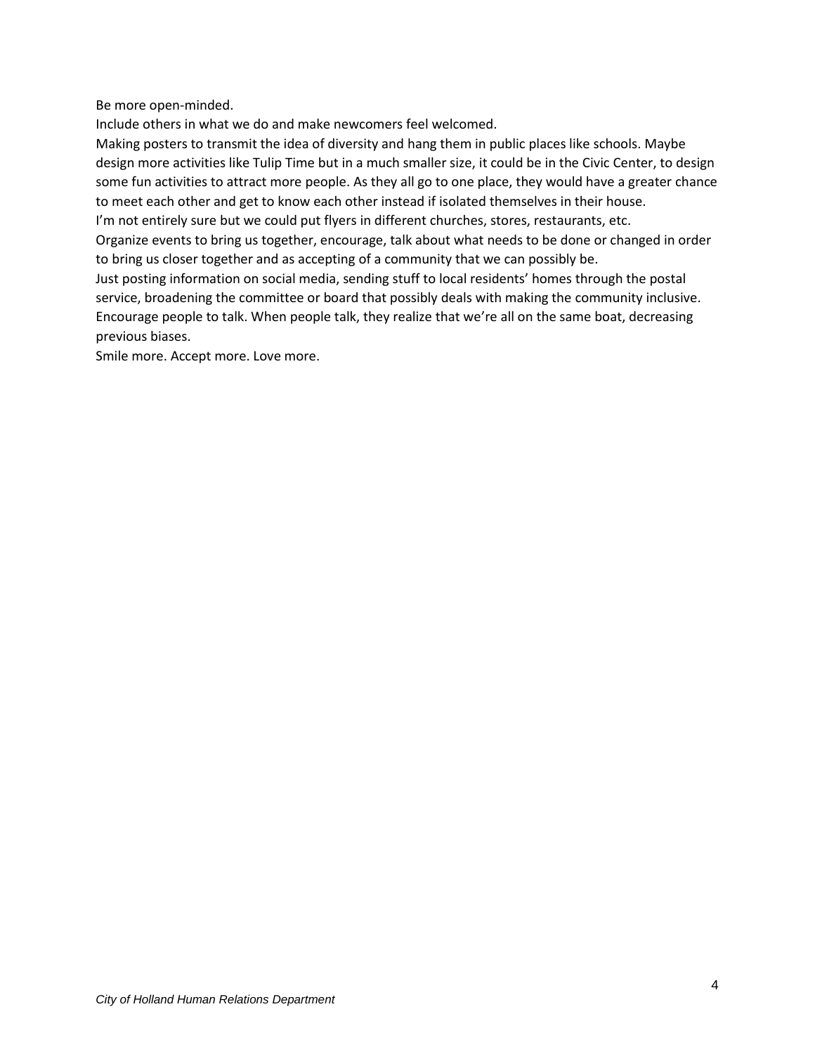Be more open-minded.

Include others in what we do and make newcomers feel welcomed.

Making posters to transmit the idea of diversity and hang them in public places like schools. Maybe design more activities like Tulip Time but in a much smaller size, it could be in the Civic Center, to design some fun activities to attract more people. As they all go to one place, they would have a greater chance to meet each other and get to know each other instead if isolated themselves in their house.

I'm not entirely sure but we could put flyers in different churches, stores, restaurants, etc.

Organize events to bring us together, encourage, talk about what needs to be done or changed in order to bring us closer together and as accepting of a community that we can possibly be.

Just posting information on social media, sending stuff to local residents' homes through the postal service, broadening the committee or board that possibly deals with making the community inclusive.

Encourage people to talk. When people talk, they realize that we're all on the same boat, decreasing previous biases.

Smile more. Accept more. Love more.